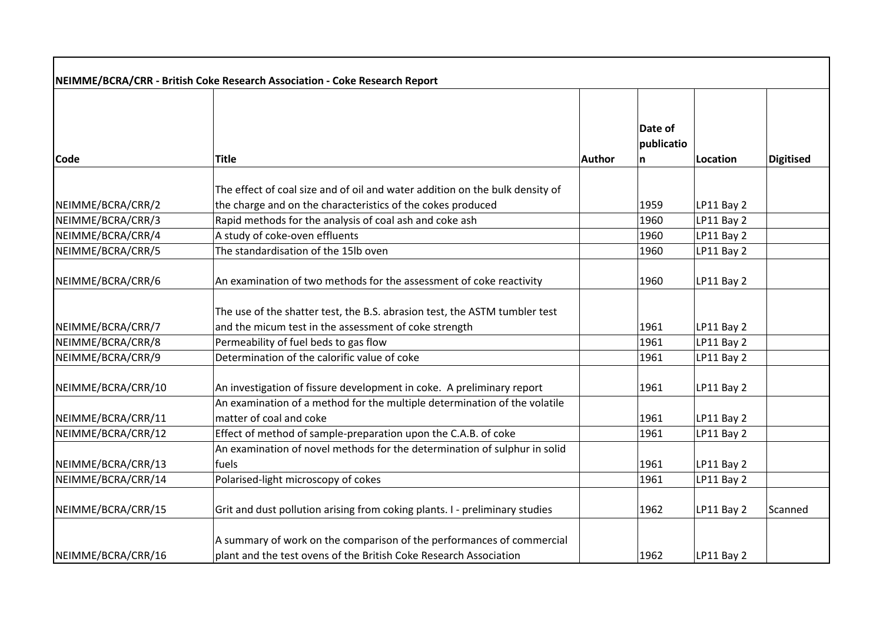## NEIMME/BCRA/CRR - British Coke Research Association - Coke Research Report

| Code | Title | Author | Date of publication | Location | Digitised |
|---|---|---|---|---|---|
| NEIMME/BCRA/CRR/2 | The effect of coal size and of oil and water addition on the bulk density of the charge and on the characteristics of the cokes produced | | 1959 | LP11 Bay 2 | |
| NEIMME/BCRA/CRR/3 | Rapid methods for the analysis of coal ash and coke ash | | 1960 | LP11 Bay 2 | |
| NEIMME/BCRA/CRR/4 | A study of coke-oven effluents | | 1960 | LP11 Bay 2 | |
| NEIMME/BCRA/CRR/5 | The standardisation of the 15lb oven | | 1960 | LP11 Bay 2 | |
| NEIMME/BCRA/CRR/6 | An examination of two methods for the assessment of coke reactivity | | 1960 | LP11 Bay 2 | |
| NEIMME/BCRA/CRR/7 | The use of the shatter test, the B.S. abrasion test, the ASTM tumbler test and the micum test in the assessment of coke strength | | 1961 | LP11 Bay 2 | |
| NEIMME/BCRA/CRR/8 | Permeability of fuel beds to gas flow | | 1961 | LP11 Bay 2 | |
| NEIMME/BCRA/CRR/9 | Determination of the calorific value of coke | | 1961 | LP11 Bay 2 | |
| NEIMME/BCRA/CRR/10 | An investigation of fissure development in coke. A preliminary report | | 1961 | LP11 Bay 2 | |
| NEIMME/BCRA/CRR/11 | An examination of a method for the multiple determination of the volatile matter of coal and coke | | 1961 | LP11 Bay 2 | |
| NEIMME/BCRA/CRR/12 | Effect of method of sample-preparation upon the C.A.B. of coke | | 1961 | LP11 Bay 2 | |
| NEIMME/BCRA/CRR/13 | An examination of novel methods for the determination of sulphur in solid fuels | | 1961 | LP11 Bay 2 | |
| NEIMME/BCRA/CRR/14 | Polarised-light microscopy of cokes | | 1961 | LP11 Bay 2 | |
| NEIMME/BCRA/CRR/15 | Grit and dust pollution arising from coking plants. I - preliminary studies | | 1962 | LP11 Bay 2 | Scanned |
| NEIMME/BCRA/CRR/16 | A summary of work on the comparison of the performances of commercial plant and the test ovens of the British Coke Research Association | | 1962 | LP11 Bay 2 | |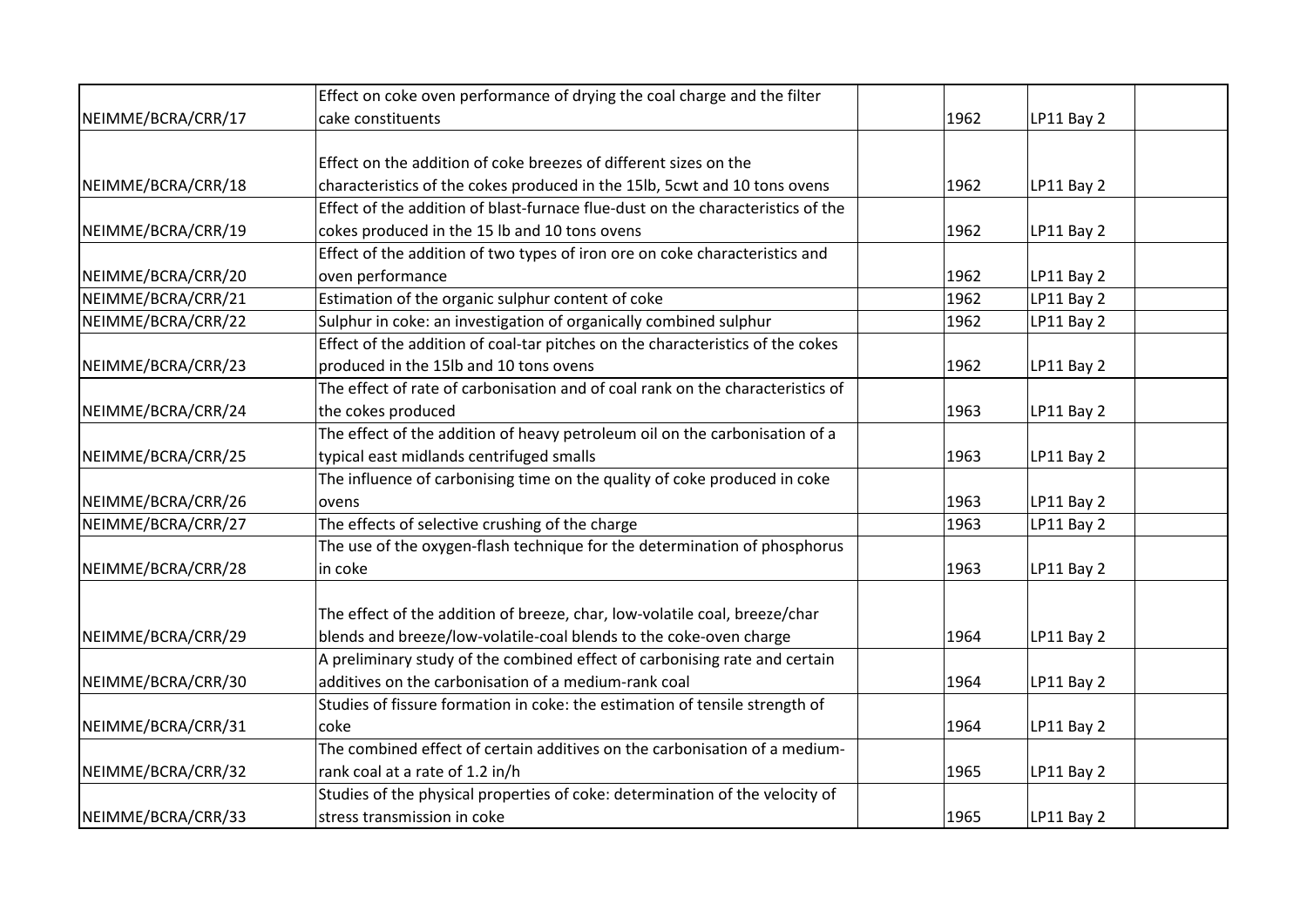| | | | | | |
|---|---|---|---|---|---|
| NEIMME/BCRA/CRR/17 | Effect on coke oven performance of drying the coal charge and the filter cake constituents | | 1962 | LP11 Bay 2 | |
| NEIMME/BCRA/CRR/18 | Effect on the addition of coke breezes of different sizes on the characteristics of the cokes produced in the 15lb, 5cwt and 10 tons ovens | | 1962 | LP11 Bay 2 | |
| NEIMME/BCRA/CRR/19 | Effect of the addition of blast-furnace flue-dust on the characteristics of the cokes produced in the 15 lb and 10 tons ovens | | 1962 | LP11 Bay 2 | |
| NEIMME/BCRA/CRR/20 | Effect of the addition of two types of iron ore on coke characteristics and oven performance | | 1962 | LP11 Bay 2 | |
| NEIMME/BCRA/CRR/21 | Estimation of the organic sulphur content of coke | | 1962 | LP11 Bay 2 | |
| NEIMME/BCRA/CRR/22 | Sulphur in coke: an investigation of organically combined sulphur | | 1962 | LP11 Bay 2 | |
| NEIMME/BCRA/CRR/23 | Effect of the addition of coal-tar pitches on the characteristics of the cokes produced in the 15lb and 10 tons ovens | | 1962 | LP11 Bay 2 | |
| NEIMME/BCRA/CRR/24 | The effect of rate of carbonisation and of coal rank on the characteristics of the cokes produced | | 1963 | LP11 Bay 2 | |
| NEIMME/BCRA/CRR/25 | The effect of the addition of heavy petroleum oil on the carbonisation of a typical east midlands centrifuged smalls | | 1963 | LP11 Bay 2 | |
| NEIMME/BCRA/CRR/26 | The influence of carbonising time on the quality of coke produced in coke ovens | | 1963 | LP11 Bay 2 | |
| NEIMME/BCRA/CRR/27 | The effects of selective crushing of the charge | | 1963 | LP11 Bay 2 | |
| NEIMME/BCRA/CRR/28 | The use of the oxygen-flash technique for the determination of phosphorus in coke | | 1963 | LP11 Bay 2 | |
| NEIMME/BCRA/CRR/29 | The effect of the addition of breeze, char, low-volatile coal, breeze/char blends and breeze/low-volatile-coal blends to the coke-oven charge | | 1964 | LP11 Bay 2 | |
| NEIMME/BCRA/CRR/30 | A preliminary study of the combined effect of carbonising rate and certain additives on the carbonisation of a medium-rank coal | | 1964 | LP11 Bay 2 | |
| NEIMME/BCRA/CRR/31 | Studies of fissure formation in coke: the estimation of tensile strength of coke | | 1964 | LP11 Bay 2 | |
| NEIMME/BCRA/CRR/32 | The combined effect of certain additives on the carbonisation of a medium-rank coal at a rate of 1.2 in/h | | 1965 | LP11 Bay 2 | |
| NEIMME/BCRA/CRR/33 | Studies of the physical properties of coke: determination of the velocity of stress transmission in coke | | 1965 | LP11 Bay 2 | |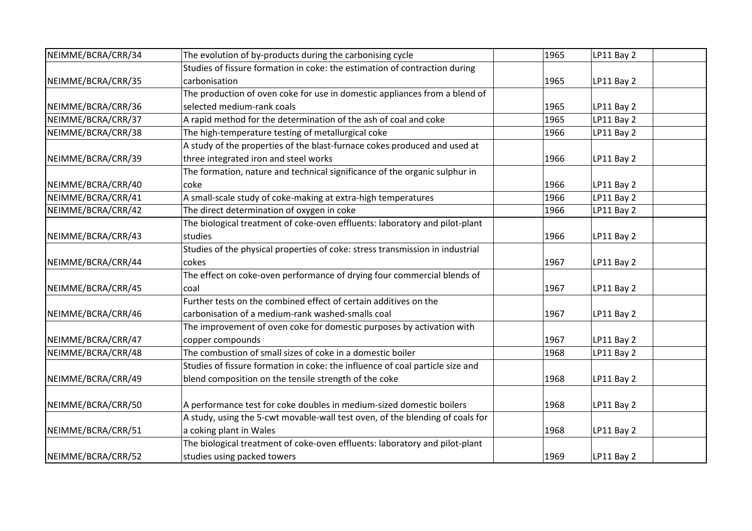| | | | | | |
|---|---|---|---|---|---|
| NEIMME/BCRA/CRR/34 | The evolution of by-products during the carbonising cycle | | 1965 | LP11 Bay 2 | |
| NEIMME/BCRA/CRR/35 | Studies of fissure formation in coke: the estimation of contraction during carbonisation | | 1965 | LP11 Bay 2 | |
| NEIMME/BCRA/CRR/36 | The production of oven coke for use in domestic appliances from a blend of selected medium-rank coals | | 1965 | LP11 Bay 2 | |
| NEIMME/BCRA/CRR/37 | A rapid method for the determination of the ash of coal and coke | | 1965 | LP11 Bay 2 | |
| NEIMME/BCRA/CRR/38 | The high-temperature testing of metallurgical coke | | 1966 | LP11 Bay 2 | |
| NEIMME/BCRA/CRR/39 | A study of the properties of the blast-furnace cokes produced and used at three integrated iron and steel works | | 1966 | LP11 Bay 2 | |
| NEIMME/BCRA/CRR/40 | The formation, nature and technical significance of the organic sulphur in coke | | 1966 | LP11 Bay 2 | |
| NEIMME/BCRA/CRR/41 | A small-scale study of coke-making at extra-high temperatures | | 1966 | LP11 Bay 2 | |
| NEIMME/BCRA/CRR/42 | The direct determination of oxygen in coke | | 1966 | LP11 Bay 2 | |
| NEIMME/BCRA/CRR/43 | The biological treatment of coke-oven effluents: laboratory and pilot-plant studies | | 1966 | LP11 Bay 2 | |
| NEIMME/BCRA/CRR/44 | Studies of the physical properties of coke: stress transmission in industrial cokes | | 1967 | LP11 Bay 2 | |
| NEIMME/BCRA/CRR/45 | The effect on coke-oven performance of drying four commercial blends of coal | | 1967 | LP11 Bay 2 | |
| NEIMME/BCRA/CRR/46 | Further tests on the combined effect of certain additives on the carbonisation of a medium-rank washed-smalls coal | | 1967 | LP11 Bay 2 | |
| NEIMME/BCRA/CRR/47 | The improvement of oven coke for domestic purposes by activation with copper compounds | | 1967 | LP11 Bay 2 | |
| NEIMME/BCRA/CRR/48 | The combustion of small sizes of coke in a domestic boiler | | 1968 | LP11 Bay 2 | |
| NEIMME/BCRA/CRR/49 | Studies of fissure formation in coke: the influence of coal particle size and blend composition on the tensile strength of the coke | | 1968 | LP11 Bay 2 | |
| NEIMME/BCRA/CRR/50 | A performance test for coke doubles in medium-sized domestic boilers | | 1968 | LP11 Bay 2 | |
| NEIMME/BCRA/CRR/51 | A study, using the 5-cwt movable-wall test oven, of the blending of coals for a coking plant in Wales | | 1968 | LP11 Bay 2 | |
| NEIMME/BCRA/CRR/52 | The biological treatment of coke-oven effluents: laboratory and pilot-plant studies using packed towers | | 1969 | LP11 Bay 2 | |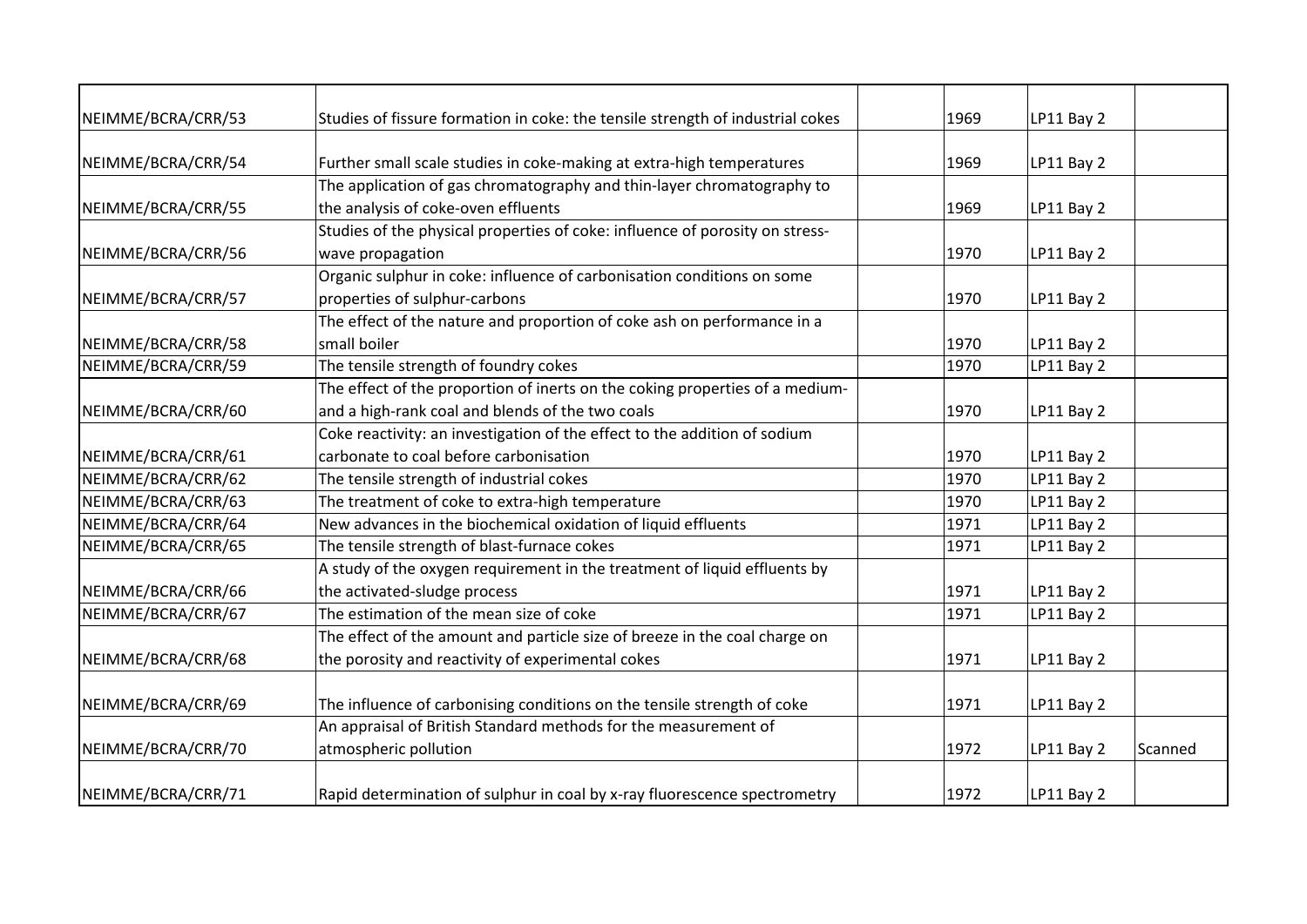| | | | | | |
|---|---|---|---|---|---|
| NEIMME/BCRA/CRR/53 | Studies of fissure formation in coke: the tensile strength of industrial cokes | | 1969 | LP11 Bay 2 | |
| NEIMME/BCRA/CRR/54 | Further small scale studies in coke-making at extra-high temperatures | | 1969 | LP11 Bay 2 | |
| NEIMME/BCRA/CRR/55 | The application of gas chromatography and thin-layer chromatography to the analysis of coke-oven effluents | | 1969 | LP11 Bay 2 | |
| NEIMME/BCRA/CRR/56 | Studies of the physical properties of coke: influence of porosity on stress-wave propagation | | 1970 | LP11 Bay 2 | |
| NEIMME/BCRA/CRR/57 | Organic sulphur in coke: influence of carbonisation conditions on some properties of sulphur-carbons | | 1970 | LP11 Bay 2 | |
| NEIMME/BCRA/CRR/58 | The effect of the nature and proportion of coke ash on performance in a small boiler | | 1970 | LP11 Bay 2 | |
| NEIMME/BCRA/CRR/59 | The tensile strength of foundry cokes | | 1970 | LP11 Bay 2 | |
| NEIMME/BCRA/CRR/60 | The effect of the proportion of inerts on the coking properties of a medium- and a high-rank coal and blends of the two coals | | 1970 | LP11 Bay 2 | |
| NEIMME/BCRA/CRR/61 | Coke reactivity: an investigation of the effect to the addition of sodium carbonate to coal before carbonisation | | 1970 | LP11 Bay 2 | |
| NEIMME/BCRA/CRR/62 | The tensile strength of industrial cokes | | 1970 | LP11 Bay 2 | |
| NEIMME/BCRA/CRR/63 | The treatment of coke to extra-high temperature | | 1970 | LP11 Bay 2 | |
| NEIMME/BCRA/CRR/64 | New advances in the biochemical oxidation of liquid effluents | | 1971 | LP11 Bay 2 | |
| NEIMME/BCRA/CRR/65 | The tensile strength of blast-furnace cokes | | 1971 | LP11 Bay 2 | |
| NEIMME/BCRA/CRR/66 | A study of the oxygen requirement in the treatment of liquid effluents by the activated-sludge process | | 1971 | LP11 Bay 2 | |
| NEIMME/BCRA/CRR/67 | The estimation of the mean size of coke | | 1971 | LP11 Bay 2 | |
| NEIMME/BCRA/CRR/68 | The effect of the amount and particle size of breeze in the coal charge on the porosity and reactivity of experimental cokes | | 1971 | LP11 Bay 2 | |
| NEIMME/BCRA/CRR/69 | The influence of carbonising conditions on the tensile strength of coke | | 1971 | LP11 Bay 2 | |
| NEIMME/BCRA/CRR/70 | An appraisal of British Standard methods for the measurement of atmospheric pollution | | 1972 | LP11 Bay 2 | Scanned |
| NEIMME/BCRA/CRR/71 | Rapid determination of sulphur in coal by x-ray fluorescence spectrometry | | 1972 | LP11 Bay 2 | |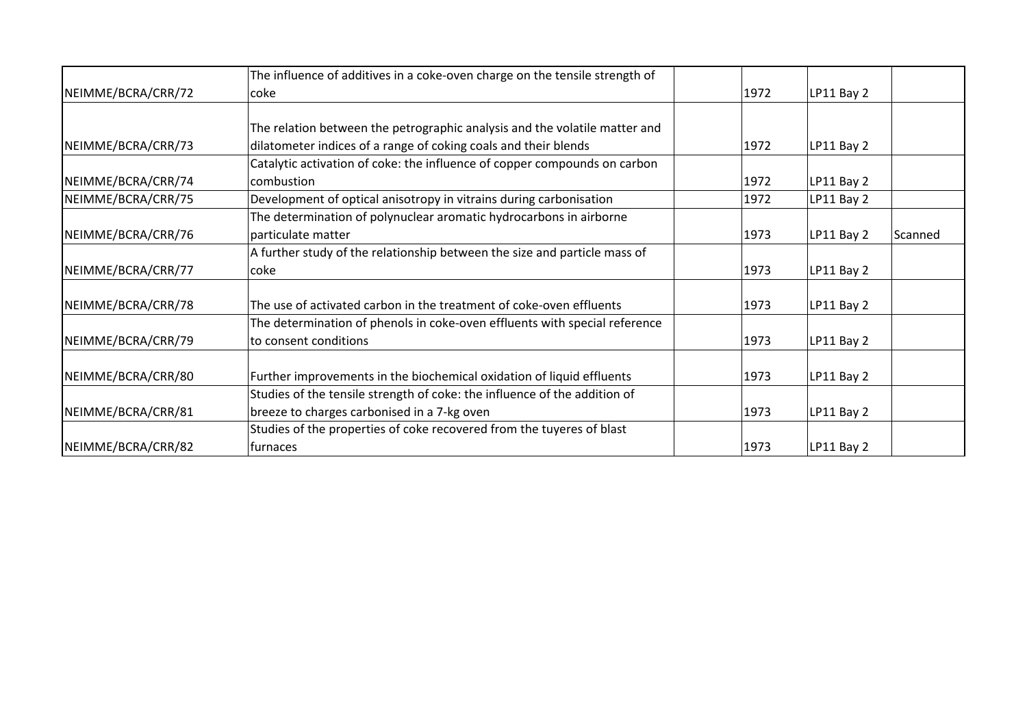| | | | | | |
|---|---|---|---|---|---|
| NEIMME/BCRA/CRR/72 | The influence of additives in a coke-oven charge on the tensile strength of coke | | 1972 | LP11 Bay 2 | |
| NEIMME/BCRA/CRR/73 | The relation between the petrographic analysis and the volatile matter and dilatometer indices of a range of coking coals and their blends | | 1972 | LP11 Bay 2 | |
| NEIMME/BCRA/CRR/74 | Catalytic activation of coke: the influence of copper compounds on carbon combustion | | 1972 | LP11 Bay 2 | |
| NEIMME/BCRA/CRR/75 | Development of optical anisotropy in vitrains during carbonisation | | 1972 | LP11 Bay 2 | |
| NEIMME/BCRA/CRR/76 | The determination of polynuclear aromatic hydrocarbons in airborne particulate matter | | 1973 | LP11 Bay 2 | Scanned |
| NEIMME/BCRA/CRR/77 | A further study of the relationship between the size and particle mass of coke | | 1973 | LP11 Bay 2 | |
| NEIMME/BCRA/CRR/78 | The use of activated carbon in the treatment of coke-oven effluents | | 1973 | LP11 Bay 2 | |
| NEIMME/BCRA/CRR/79 | The determination of phenols in coke-oven effluents with special reference to consent conditions | | 1973 | LP11 Bay 2 | |
| NEIMME/BCRA/CRR/80 | Further improvements in the biochemical oxidation of liquid effluents | | 1973 | LP11 Bay 2 | |
| NEIMME/BCRA/CRR/81 | Studies of the tensile strength of coke: the influence of the addition of breeze to charges carbonised in a 7-kg oven | | 1973 | LP11 Bay 2 | |
| NEIMME/BCRA/CRR/82 | Studies of the properties of coke recovered from the tuyeres of blast furnaces | | 1973 | LP11 Bay 2 | |